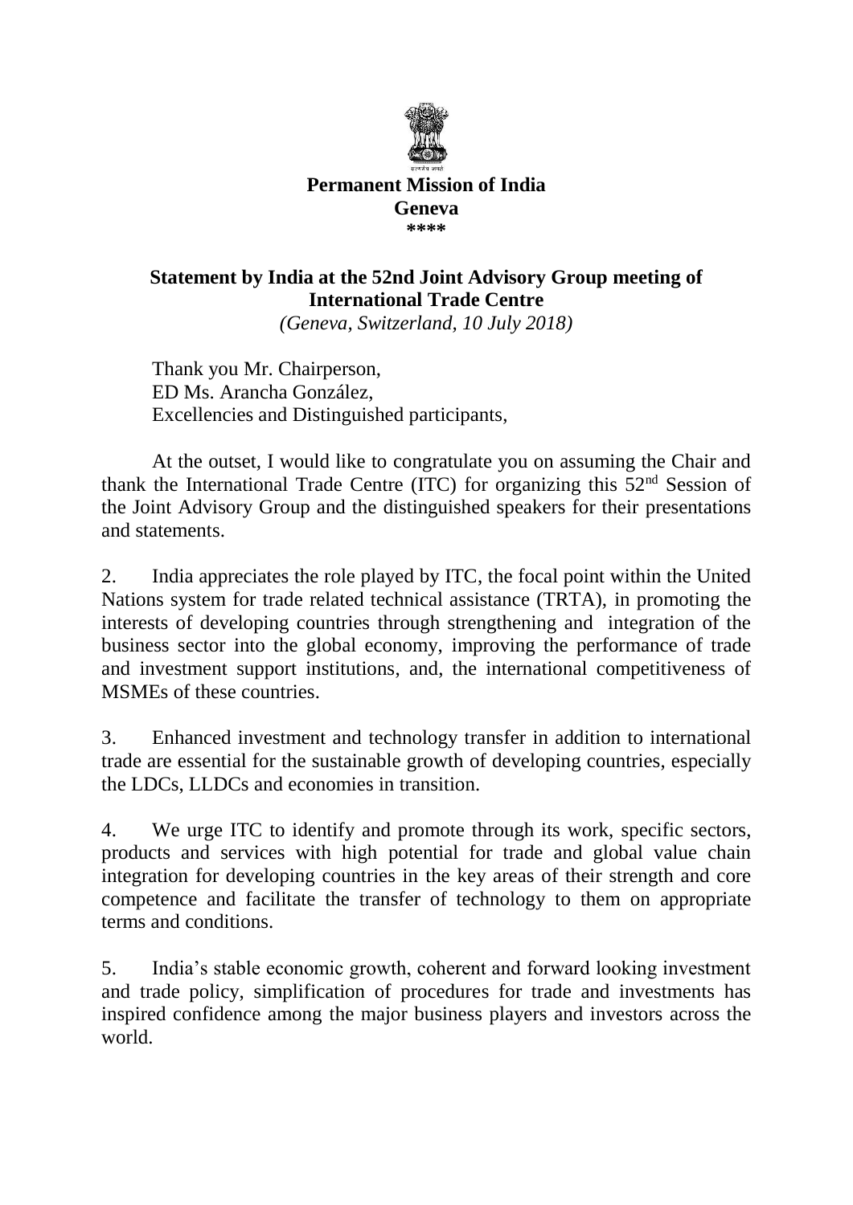**Permanent Mission of India**
**Geneva**
**\*\*\*\***

## Statement by India at the 52nd Joint Advisory Group meeting of International Trade Centre

*(Geneva, Switzerland, 10 July 2018)*

Thank you Mr. Chairperson,
ED Ms. Arancha González,
Excellencies and Distinguished participants,

At the outset, I would like to congratulate you on assuming the Chair and thank the International Trade Centre (ITC) for organizing this 52nd Session of the Joint Advisory Group and the distinguished speakers for their presentations and statements.

2. India appreciates the role played by ITC, the focal point within the United Nations system for trade related technical assistance (TRTA), in promoting the interests of developing countries through strengthening and integration of the business sector into the global economy, improving the performance of trade and investment support institutions, and, the international competitiveness of MSMEs of these countries.

3. Enhanced investment and technology transfer in addition to international trade are essential for the sustainable growth of developing countries, especially the LDCs, LLDCs and economies in transition.

4. We urge ITC to identify and promote through its work, specific sectors, products and services with high potential for trade and global value chain integration for developing countries in the key areas of their strength and core competence and facilitate the transfer of technology to them on appropriate terms and conditions.

5. India's stable economic growth, coherent and forward looking investment and trade policy, simplification of procedures for trade and investments has inspired confidence among the major business players and investors across the world.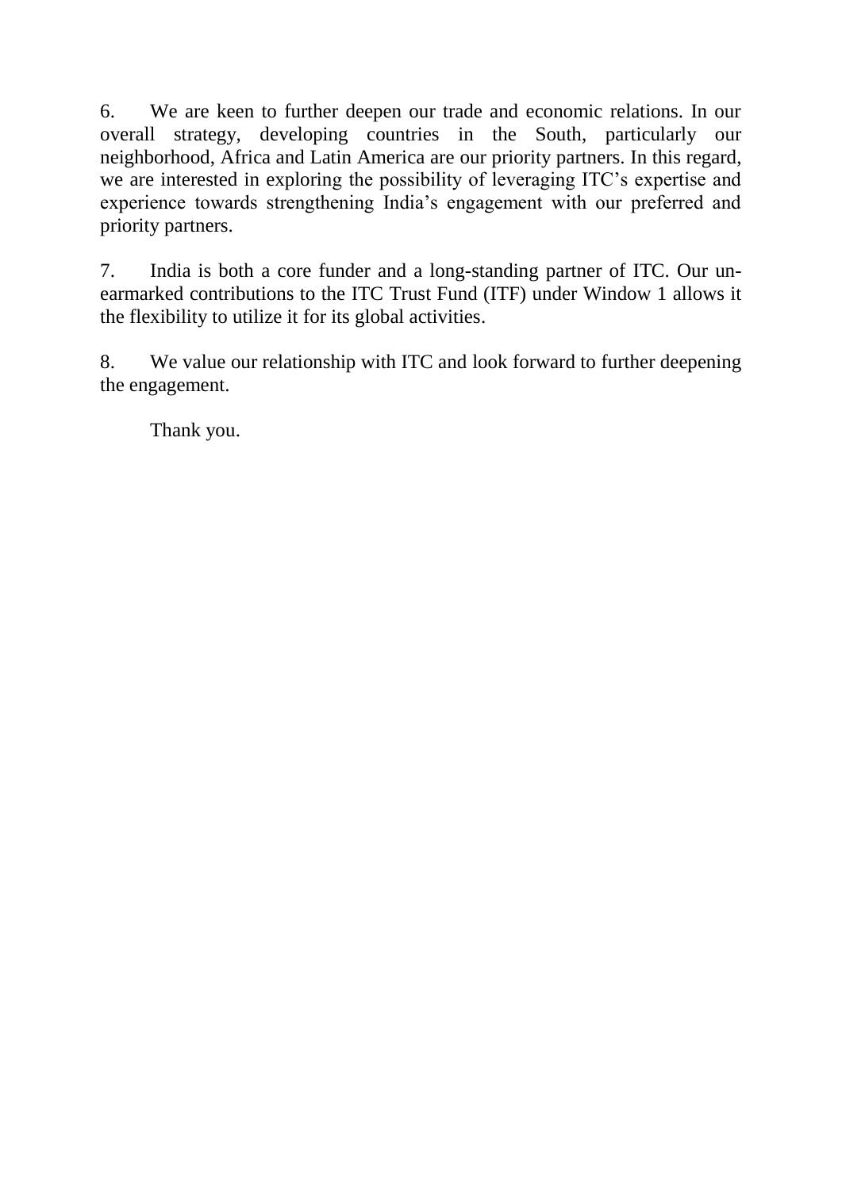6. We are keen to further deepen our trade and economic relations. In our overall strategy, developing countries in the South, particularly our neighborhood, Africa and Latin America are our priority partners. In this regard, we are interested in exploring the possibility of leveraging ITC's expertise and experience towards strengthening India's engagement with our preferred and priority partners.

7. India is both a core funder and a long-standing partner of ITC. Our un-earmarked contributions to the ITC Trust Fund (ITF) under Window 1 allows it the flexibility to utilize it for its global activities.

8. We value our relationship with ITC and look forward to further deepening the engagement.

Thank you.